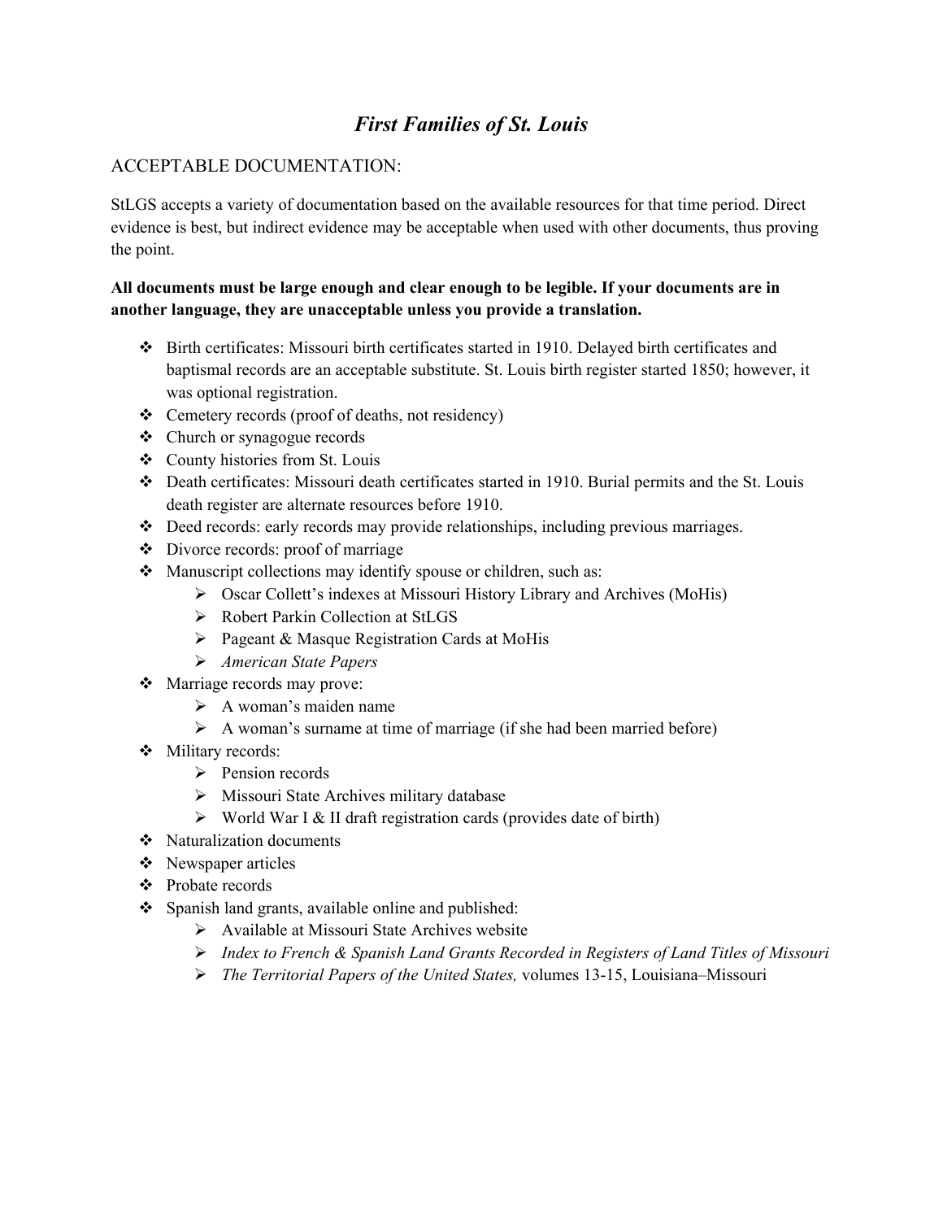# *First Families of St. Louis*

## ACCEPTABLE DOCUMENTATION:

StLGS accepts a variety of documentation based on the available resources for that time period. Direct evidence is best, but indirect evidence may be acceptable when used with other documents, thus proving the point.

**All documents must be large enough and clear enough to be legible. If your documents are in another language, they are unacceptable unless you provide a translation.**

- Birth certificates: Missouri birth certificates started in 1910. Delayed birth certificates and baptismal records are an acceptable substitute. St. Louis birth register started 1850; however, it was optional registration.
- Cemetery records (proof of deaths, not residency)
- Church or synagogue records
- County histories from St. Louis
- Death certificates: Missouri death certificates started in 1910. Burial permits and the St. Louis death register are alternate resources before 1910.
- Deed records: early records may provide relationships, including previous marriages.
- Divorce records: proof of marriage
- Manuscript collections may identify spouse or children, such as:
  - Oscar Collett's indexes at Missouri History Library and Archives (MoHis)
  - Robert Parkin Collection at StLGS
  - Pageant & Masque Registration Cards at MoHis
  - *American State Papers*
- Marriage records may prove:
  - A woman's maiden name
  - A woman's surname at time of marriage (if she had been married before)
- Military records:
  - Pension records
  - Missouri State Archives military database
  - World War I & II draft registration cards (provides date of birth)
- Naturalization documents
- Newspaper articles
- Probate records
- Spanish land grants, available online and published:
  - Available at Missouri State Archives website
  - *Index to French & Spanish Land Grants Recorded in Registers of Land Titles of Missouri*
  - *The Territorial Papers of the United States,* volumes 13-15, Louisiana–Missouri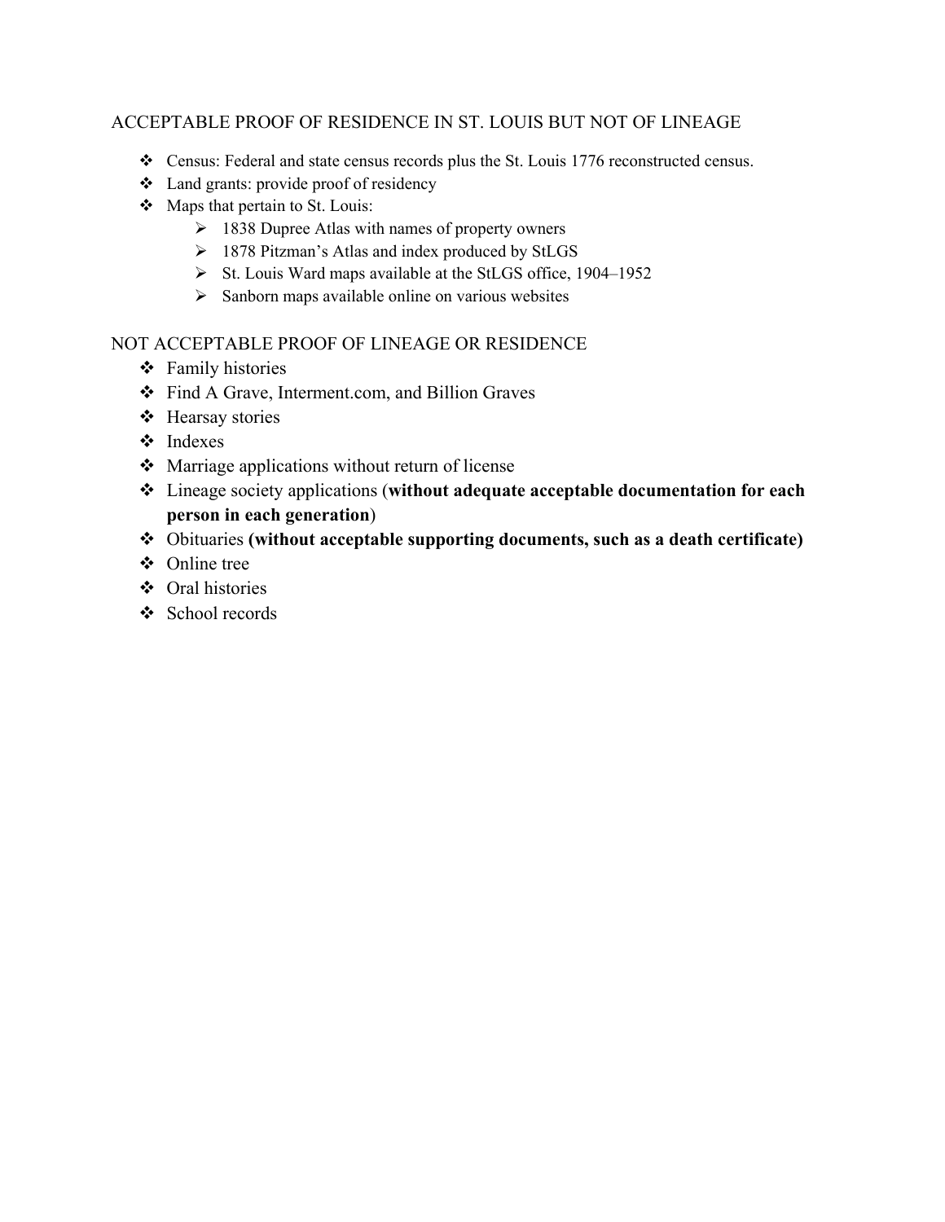## ACCEPTABLE PROOF OF RESIDENCE IN ST. LOUIS BUT NOT OF LINEAGE

- Census: Federal and state census records plus the St. Louis 1776 reconstructed census.
- Land grants: provide proof of residency
- Maps that pertain to St. Louis:
  - 1838 Dupree Atlas with names of property owners
  - 1878 Pitzman's Atlas and index produced by StLGS
  - St. Louis Ward maps available at the StLGS office, 1904–1952
  - Sanborn maps available online on various websites

## NOT ACCEPTABLE PROOF OF LINEAGE OR RESIDENCE

- Family histories
- Find A Grave, Interment.com, and Billion Graves
- Hearsay stories
- Indexes
- Marriage applications without return of license
- Lineage society applications (**without adequate acceptable documentation for each person in each generation**)
- Obituaries **(without acceptable supporting documents, such as a death certificate)**
- Online tree
- Oral histories
- School records